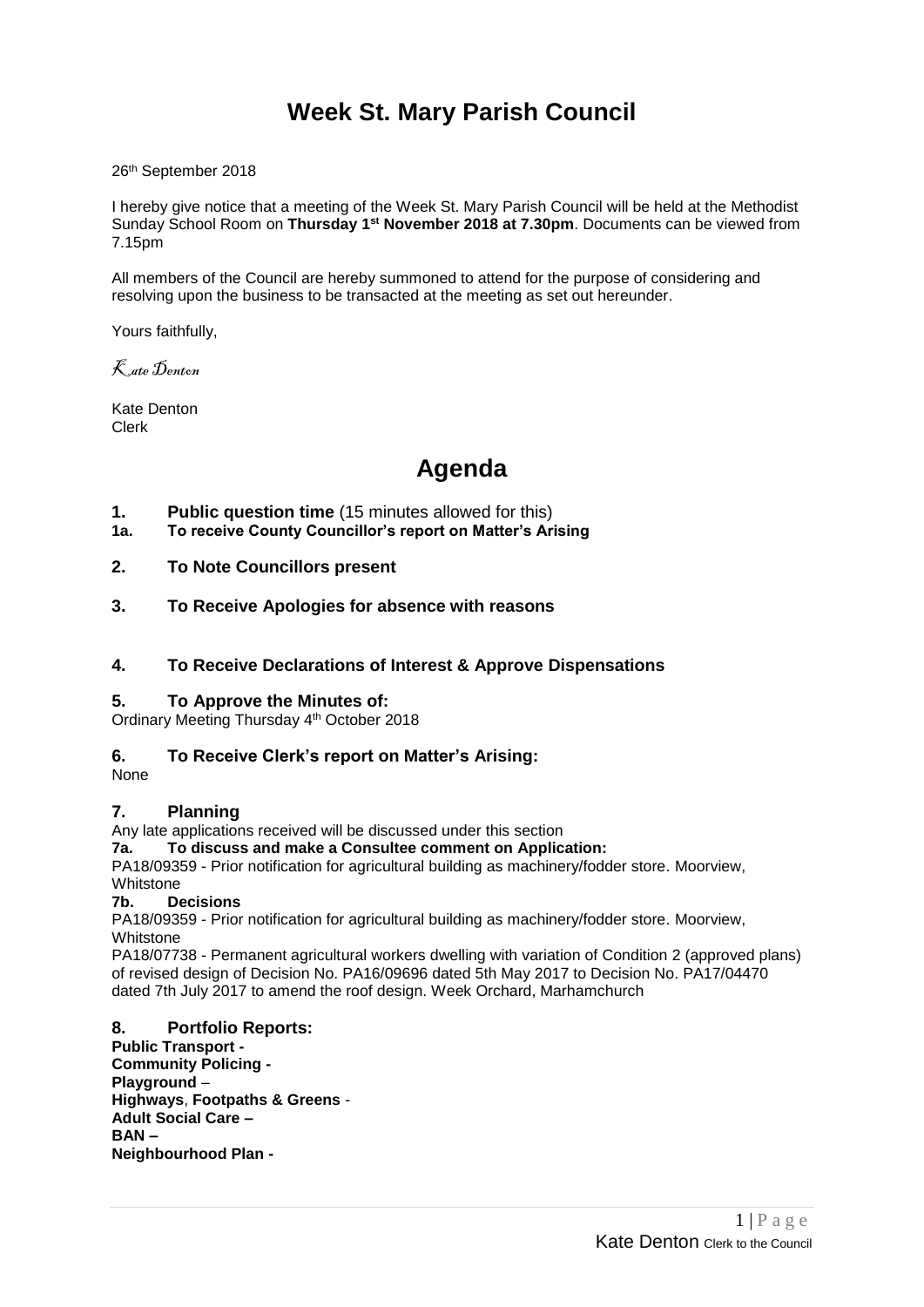# Week St. Mary Parish Council

26th September 2018

I hereby give notice that a meeting of the Week St. Mary Parish Council will be held at the Methodist Sunday School Room on **Thursday 1st November 2018 at 7.30pm**. Documents can be viewed from 7.15pm

All members of the Council are hereby summoned to attend for the purpose of considering and resolving upon the business to be transacted at the meeting as set out hereunder.

Yours faithfully,

*Kate Denton*

Kate Denton
Clerk

# Agenda

**1. Public question time** (15 minutes allowed for this)

**1a. To receive County Councillor's report on Matter's Arising**

**2. To Note Councillors present**

**3. To Receive Apologies for absence with reasons**

**4. To Receive Declarations of Interest & Approve Dispensations**

**5. To Approve the Minutes of:**

Ordinary Meeting Thursday 4th October 2018

**6. To Receive Clerk's report on Matter's Arising:**

None

**7. Planning**

Any late applications received will be discussed under this section

**7a. To discuss and make a Consultee comment on Application:**

PA18/09359 - Prior notification for agricultural building as machinery/fodder store. Moorview, Whitstone

**7b. Decisions**

PA18/09359 - Prior notification for agricultural building as machinery/fodder store. Moorview, Whitstone

PA18/07738 - Permanent agricultural workers dwelling with variation of Condition 2 (approved plans) of revised design of Decision No. PA16/09696 dated 5th May 2017 to Decision No. PA17/04470 dated 7th July 2017 to amend the roof design. Week Orchard, Marhamchurch

**8. Portfolio Reports:**

**Public Transport -**
**Community Policing -**
**Playground** –
**Highways**, **Footpaths & Greens** -
**Adult Social Care –**
**BAN –**
**Neighbourhood Plan -**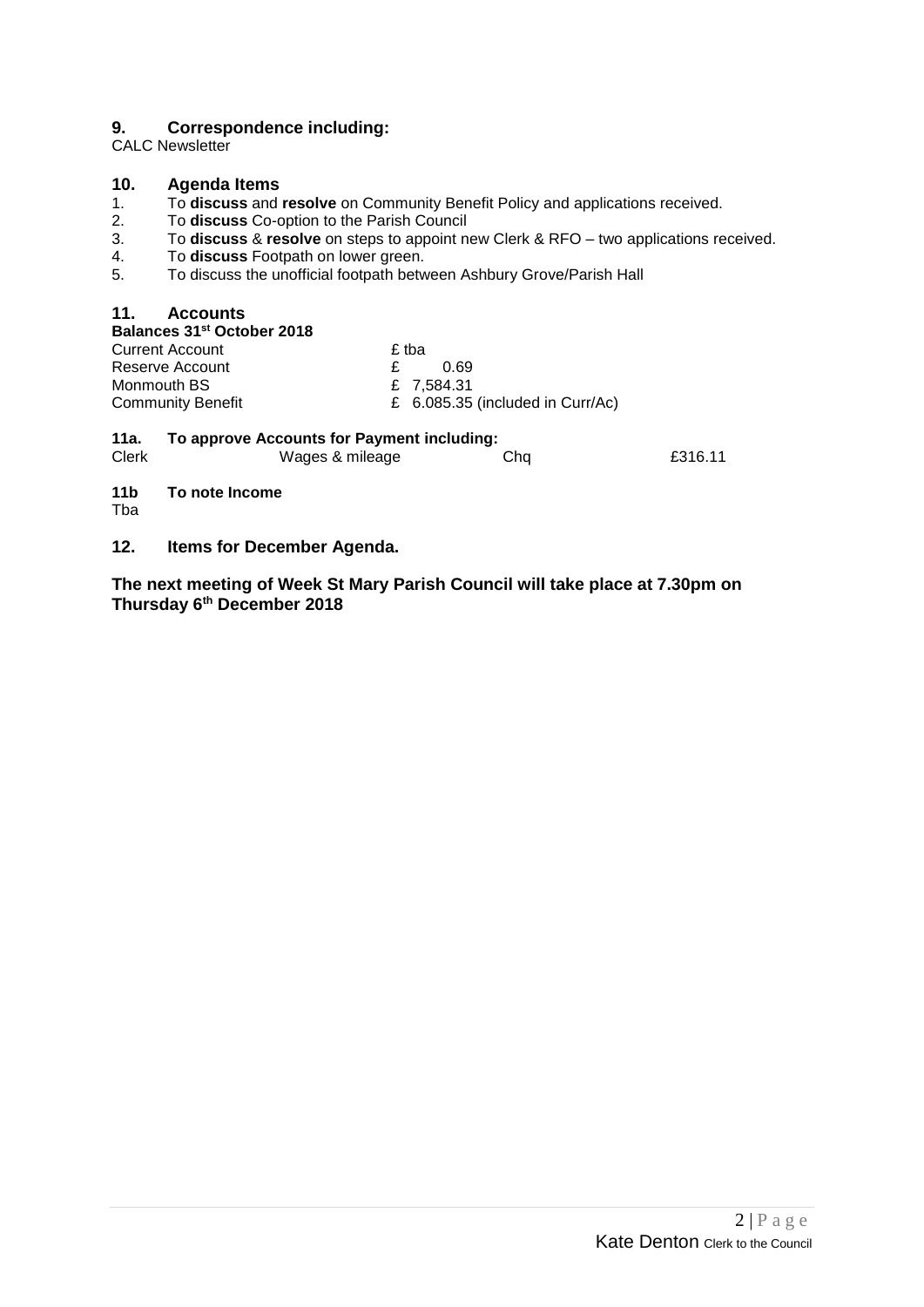## 9. Correspondence including:

CALC Newsletter

## 10. Agenda Items

1. To **discuss** and **resolve** on Community Benefit Policy and applications received.
2. To **discuss** Co-option to the Parish Council
3. To **discuss** & **resolve** on steps to appoint new Clerk & RFO – two applications received.
4. To **discuss** Footpath on lower green.
5. To discuss the unofficial footpath between Ashbury Grove/Parish Hall

## 11. Accounts

**Balances 31st October 2018**

| | |
|---|---|
| Current Account | £ tba |
| Reserve Account | £ 0.69 |
| Monmouth BS | £ 7,584.31 |
| Community Benefit | £ 6.085.35 (included in Curr/Ac) |

**11a. To approve Accounts for Payment including:**

| | | | |
|---|---|---|---|
| Clerk | Wages & mileage | Chq | £316.11 |

**11b To note Income**

Tba

## 12. Items for December Agenda.

**The next meeting of Week St Mary Parish Council will take place at 7.30pm on Thursday 6th December 2018**

Kate Denton Clerk to the Council